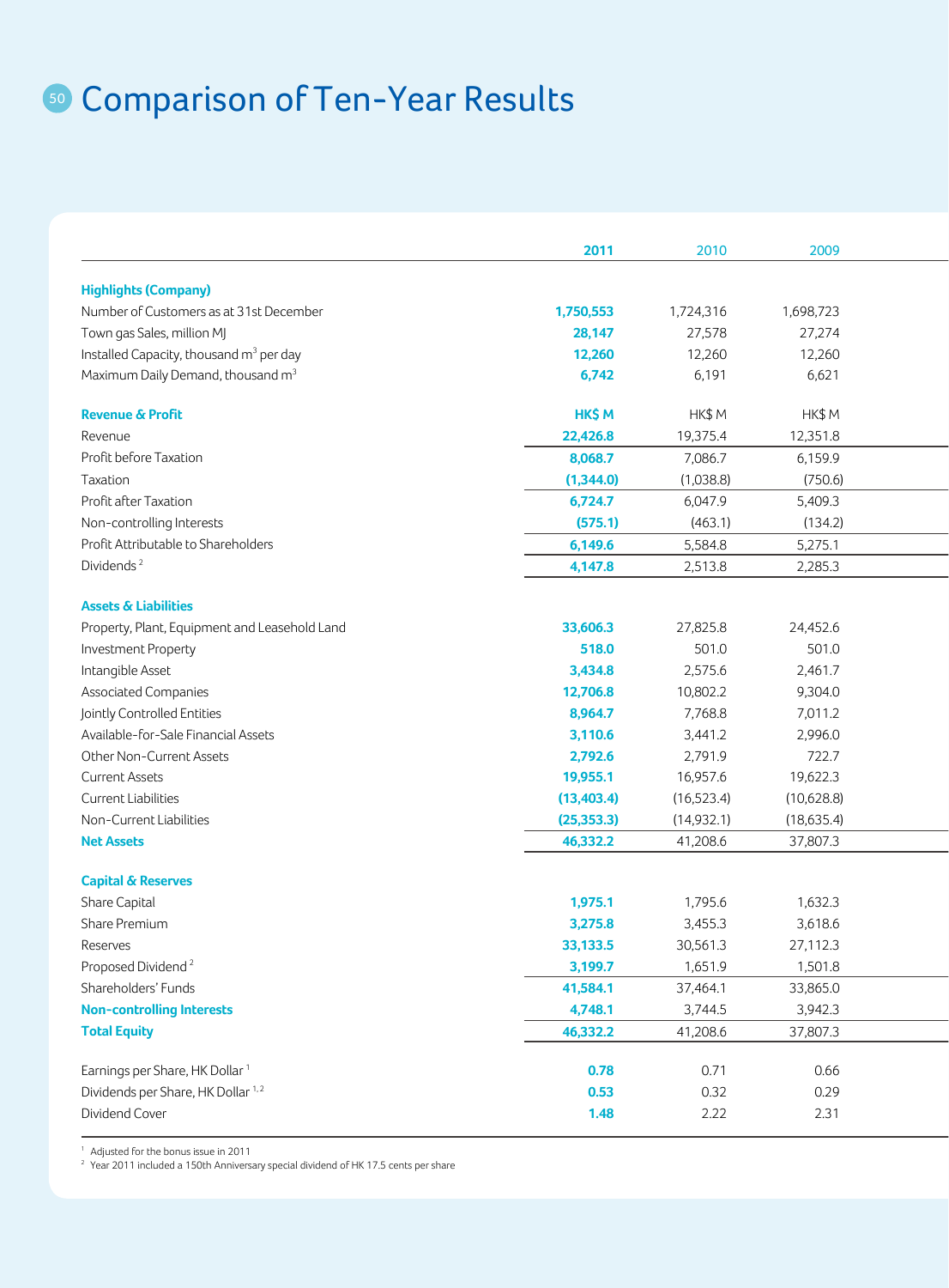# Comparison of Ten-Year Results

| | 2011 | 2010 | 2009 |
|---|---|---|---|
| **Highlights (Company)** | | | |
| Number of Customers as at 31st December | **1,750,553** | 1,724,316 | 1,698,723 |
| Town gas Sales, million MJ | **28,147** | 27,578 | 27,274 |
| Installed Capacity, thousand m$^3$ per day | **12,260** | 12,260 | 12,260 |
| Maximum Daily Demand, thousand m$^3$ | **6,742** | 6,191 | 6,621 |
| **Revenue & Profit** | **HK$ M** | HK$ M | HK$ M |
| Revenue | **22,426.8** | 19,375.4 | 12,351.8 |
| Profit before Taxation | **8,068.7** | 7,086.7 | 6,159.9 |
| Taxation | **(1,344.0)** | (1,038.8) | (750.6) |
| Profit after Taxation | **6,724.7** | 6,047.9 | 5,409.3 |
| Non-controlling Interests | **(575.1)** | (463.1) | (134.2) |
| Profit Attributable to Shareholders | **6,149.6** | 5,584.8 | 5,275.1 |
| Dividends [2] | **4,147.8** | 2,513.8 | 2,285.3 |
| **Assets & Liabilities** | | | |
| Property, Plant, Equipment and Leasehold Land | **33,606.3** | 27,825.8 | 24,452.6 |
| Investment Property | **518.0** | 501.0 | 501.0 |
| Intangible Asset | **3,434.8** | 2,575.6 | 2,461.7 |
| Associated Companies | **12,706.8** | 10,802.2 | 9,304.0 |
| Jointly Controlled Entities | **8,964.7** | 7,768.8 | 7,011.2 |
| Available-for-Sale Financial Assets | **3,110.6** | 3,441.2 | 2,996.0 |
| Other Non-Current Assets | **2,792.6** | 2,791.9 | 722.7 |
| Current Assets | **19,955.1** | 16,957.6 | 19,622.3 |
| Current Liabilities | **(13,403.4)** | (16,523.4) | (10,628.8) |
| Non-Current Liabilities | **(25,353.3)** | (14,932.1) | (18,635.4) |
| **Net Assets** | **46,332.2** | 41,208.6 | 37,807.3 |
| **Capital & Reserves** | | | |
| Share Capital | **1,975.1** | 1,795.6 | 1,632.3 |
| Share Premium | **3,275.8** | 3,455.3 | 3,618.6 |
| Reserves | **33,133.5** | 30,561.3 | 27,112.3 |
| Proposed Dividend [2] | **3,199.7** | 1,651.9 | 1,501.8 |
| Shareholders' Funds | **41,584.1** | 37,464.1 | 33,865.0 |
| **Non-controlling Interests** | **4,748.1** | 3,744.5 | 3,942.3 |
| **Total Equity** | **46,332.2** | 41,208.6 | 37,807.3 |
| Earnings per Share, HK Dollar [1] | **0.78** | 0.71 | 0.66 |
| Dividends per Share, HK Dollar [1,2] | **0.53** | 0.32 | 0.29 |
| Dividend Cover | **1.48** | 2.22 | 2.31 |

[1] Adjusted for the bonus issue in 2011

[2] Year 2011 included a 150th Anniversary special dividend of HK 17.5 cents per share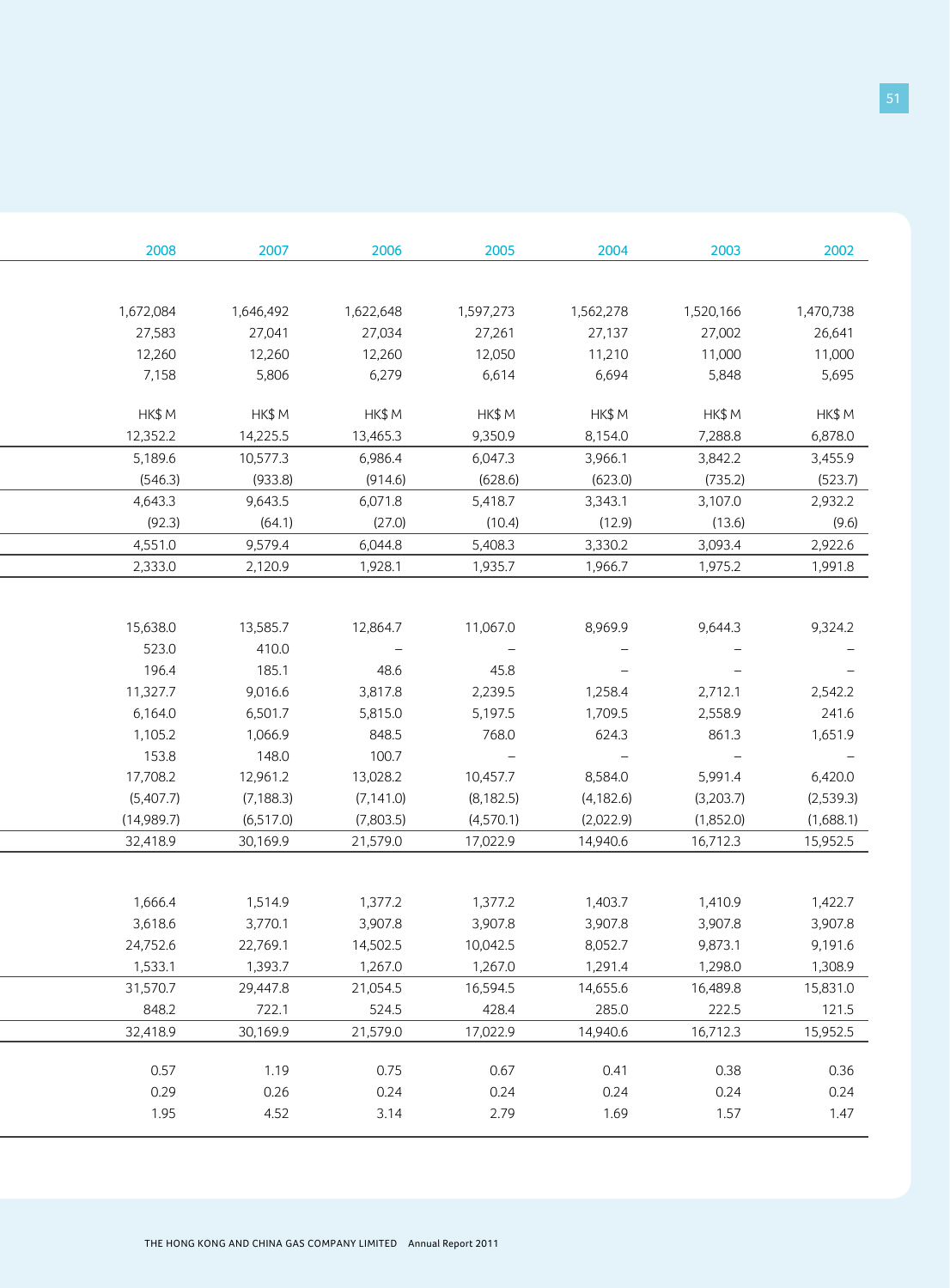| 2008 | 2007 | 2006 | 2005 | 2004 | 2003 | 2002 |
|---|---|---|---|---|---|---|
| 1,672,084 | 1,646,492 | 1,622,648 | 1,597,273 | 1,562,278 | 1,520,166 | 1,470,738 |
| 27,583 | 27,041 | 27,034 | 27,261 | 27,137 | 27,002 | 26,641 |
| 12,260 | 12,260 | 12,260 | 12,050 | 11,210 | 11,000 | 11,000 |
| 7,158 | 5,806 | 6,279 | 6,614 | 6,694 | 5,848 | 5,695 |
| HK$ M | HK$ M | HK$ M | HK$ M | HK$ M | HK$ M | HK$ M |
| 12,352.2 | 14,225.5 | 13,465.3 | 9,350.9 | 8,154.0 | 7,288.8 | 6,878.0 |
| 5,189.6 | 10,577.3 | 6,986.4 | 6,047.3 | 3,966.1 | 3,842.2 | 3,455.9 |
| (546.3) | (933.8) | (914.6) | (628.6) | (623.0) | (735.2) | (523.7) |
| 4,643.3 | 9,643.5 | 6,071.8 | 5,418.7 | 3,343.1 | 3,107.0 | 2,932.2 |
| (92.3) | (64.1) | (27.0) | (10.4) | (12.9) | (13.6) | (9.6) |
| 4,551.0 | 9,579.4 | 6,044.8 | 5,408.3 | 3,330.2 | 3,093.4 | 2,922.6 |
| 2,333.0 | 2,120.9 | 1,928.1 | 1,935.7 | 1,966.7 | 1,975.2 | 1,991.8 |
| | | | | | | |
| 15,638.0 | 13,585.7 | 12,864.7 | 11,067.0 | 8,969.9 | 9,644.3 | 9,324.2 |
| 523.0 | 410.0 | – | – | – | – | – |
| 196.4 | 185.1 | 48.6 | 45.8 | – | – | – |
| 11,327.7 | 9,016.6 | 3,817.8 | 2,239.5 | 1,258.4 | 2,712.1 | 2,542.2 |
| 6,164.0 | 6,501.7 | 5,815.0 | 5,197.5 | 1,709.5 | 2,558.9 | 241.6 |
| 1,105.2 | 1,066.9 | 848.5 | 768.0 | 624.3 | 861.3 | 1,651.9 |
| 153.8 | 148.0 | 100.7 | – | – | – | – |
| 17,708.2 | 12,961.2 | 13,028.2 | 10,457.7 | 8,584.0 | 5,991.4 | 6,420.0 |
| (5,407.7) | (7,188.3) | (7,141.0) | (8,182.5) | (4,182.6) | (3,203.7) | (2,539.3) |
| (14,989.7) | (6,517.0) | (7,803.5) | (4,570.1) | (2,022.9) | (1,852.0) | (1,688.1) |
| 32,418.9 | 30,169.9 | 21,579.0 | 17,022.9 | 14,940.6 | 16,712.3 | 15,952.5 |
| | | | | | | |
| 1,666.4 | 1,514.9 | 1,377.2 | 1,377.2 | 1,403.7 | 1,410.9 | 1,422.7 |
| 3,618.6 | 3,770.1 | 3,907.8 | 3,907.8 | 3,907.8 | 3,907.8 | 3,907.8 |
| 24,752.6 | 22,769.1 | 14,502.5 | 10,042.5 | 8,052.7 | 9,873.1 | 9,191.6 |
| 1,533.1 | 1,393.7 | 1,267.0 | 1,267.0 | 1,291.4 | 1,298.0 | 1,308.9 |
| 31,570.7 | 29,447.8 | 21,054.5 | 16,594.5 | 14,655.6 | 16,489.8 | 15,831.0 |
| 848.2 | 722.1 | 524.5 | 428.4 | 285.0 | 222.5 | 121.5 |
| 32,418.9 | 30,169.9 | 21,579.0 | 17,022.9 | 14,940.6 | 16,712.3 | 15,952.5 |
| | | | | | | |
| 0.57 | 1.19 | 0.75 | 0.67 | 0.41 | 0.38 | 0.36 |
| 0.29 | 0.26 | 0.24 | 0.24 | 0.24 | 0.24 | 0.24 |
| 1.95 | 4.52 | 3.14 | 2.79 | 1.69 | 1.57 | 1.47 |